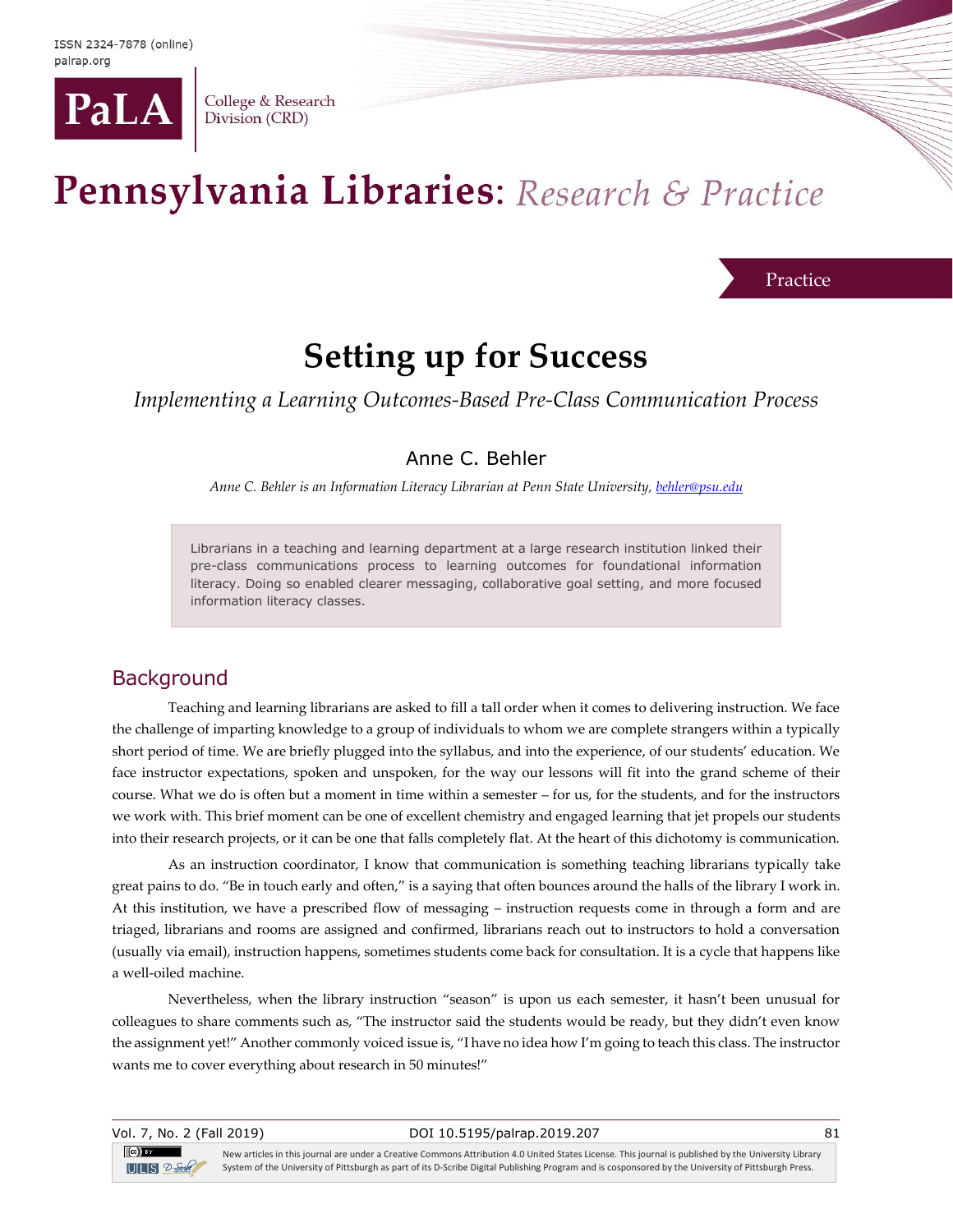Practice

# Setting up for Success

*Implementing a Learning Outcomes-Based Pre-Class Communication Process*

Anne C. Behler

*Anne C. Behler is an Information Literacy Librarian at Penn State University, behler@psu.edu*

> Librarians in a teaching and learning department at a large research institution linked their pre-class communications process to learning outcomes for foundational information literacy. Doing so enabled clearer messaging, collaborative goal setting, and more focused information literacy classes.

## Background

Teaching and learning librarians are asked to fill a tall order when it comes to delivering instruction. We face the challenge of imparting knowledge to a group of individuals to whom we are complete strangers within a typically short period of time. We are briefly plugged into the syllabus, and into the experience, of our students' education. We face instructor expectations, spoken and unspoken, for the way our lessons will fit into the grand scheme of their course. What we do is often but a moment in time within a semester – for us, for the students, and for the instructors we work with. This brief moment can be one of excellent chemistry and engaged learning that jet propels our students into their research projects, or it can be one that falls completely flat. At the heart of this dichotomy is communication.

As an instruction coordinator, I know that communication is something teaching librarians typically take great pains to do. "Be in touch early and often," is a saying that often bounces around the halls of the library I work in. At this institution, we have a prescribed flow of messaging – instruction requests come in through a form and are triaged, librarians and rooms are assigned and confirmed, librarians reach out to instructors to hold a conversation (usually via email), instruction happens, sometimes students come back for consultation. It is a cycle that happens like a well-oiled machine.

Nevertheless, when the library instruction "season" is upon us each semester, it hasn't been unusual for colleagues to share comments such as, "The instructor said the students would be ready, but they didn't even know the assignment yet!" Another commonly voiced issue is, "I have no idea how I'm going to teach this class. The instructor wants me to cover everything about research in 50 minutes!"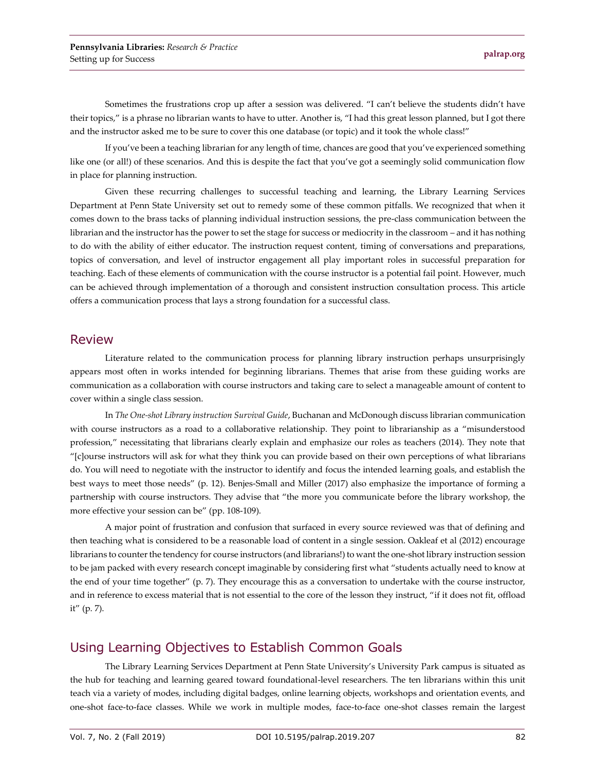Sometimes the frustrations crop up after a session was delivered. "I can't believe the students didn't have their topics," is a phrase no librarian wants to have to utter. Another is, "I had this great lesson planned, but I got there and the instructor asked me to be sure to cover this one database (or topic) and it took the whole class!"

If you've been a teaching librarian for any length of time, chances are good that you've experienced something like one (or all!) of these scenarios. And this is despite the fact that you've got a seemingly solid communication flow in place for planning instruction.

Given these recurring challenges to successful teaching and learning, the Library Learning Services Department at Penn State University set out to remedy some of these common pitfalls. We recognized that when it comes down to the brass tacks of planning individual instruction sessions, the pre-class communication between the librarian and the instructor has the power to set the stage for success or mediocrity in the classroom – and it has nothing to do with the ability of either educator. The instruction request content, timing of conversations and preparations, topics of conversation, and level of instructor engagement all play important roles in successful preparation for teaching. Each of these elements of communication with the course instructor is a potential fail point. However, much can be achieved through implementation of a thorough and consistent instruction consultation process. This article offers a communication process that lays a strong foundation for a successful class.

## Review

Literature related to the communication process for planning library instruction perhaps unsurprisingly appears most often in works intended for beginning librarians. Themes that arise from these guiding works are communication as a collaboration with course instructors and taking care to select a manageable amount of content to cover within a single class session.

In *The One-shot Library instruction Survival Guide*, Buchanan and McDonough discuss librarian communication with course instructors as a road to a collaborative relationship. They point to librarianship as a "misunderstood profession," necessitating that librarians clearly explain and emphasize our roles as teachers (2014). They note that "[c]ourse instructors will ask for what they think you can provide based on their own perceptions of what librarians do. You will need to negotiate with the instructor to identify and focus the intended learning goals, and establish the best ways to meet those needs" (p. 12). Benjes-Small and Miller (2017) also emphasize the importance of forming a partnership with course instructors. They advise that "the more you communicate before the library workshop, the more effective your session can be" (pp. 108-109).

A major point of frustration and confusion that surfaced in every source reviewed was that of defining and then teaching what is considered to be a reasonable load of content in a single session. Oakleaf et al (2012) encourage librarians to counter the tendency for course instructors (and librarians!) to want the one-shot library instruction session to be jam packed with every research concept imaginable by considering first what "students actually need to know at the end of your time together" (p. 7). They encourage this as a conversation to undertake with the course instructor, and in reference to excess material that is not essential to the core of the lesson they instruct, "if it does not fit, offload it" (p. 7).

## Using Learning Objectives to Establish Common Goals

The Library Learning Services Department at Penn State University's University Park campus is situated as the hub for teaching and learning geared toward foundational-level researchers. The ten librarians within this unit teach via a variety of modes, including digital badges, online learning objects, workshops and orientation events, and one-shot face-to-face classes. While we work in multiple modes, face-to-face one-shot classes remain the largest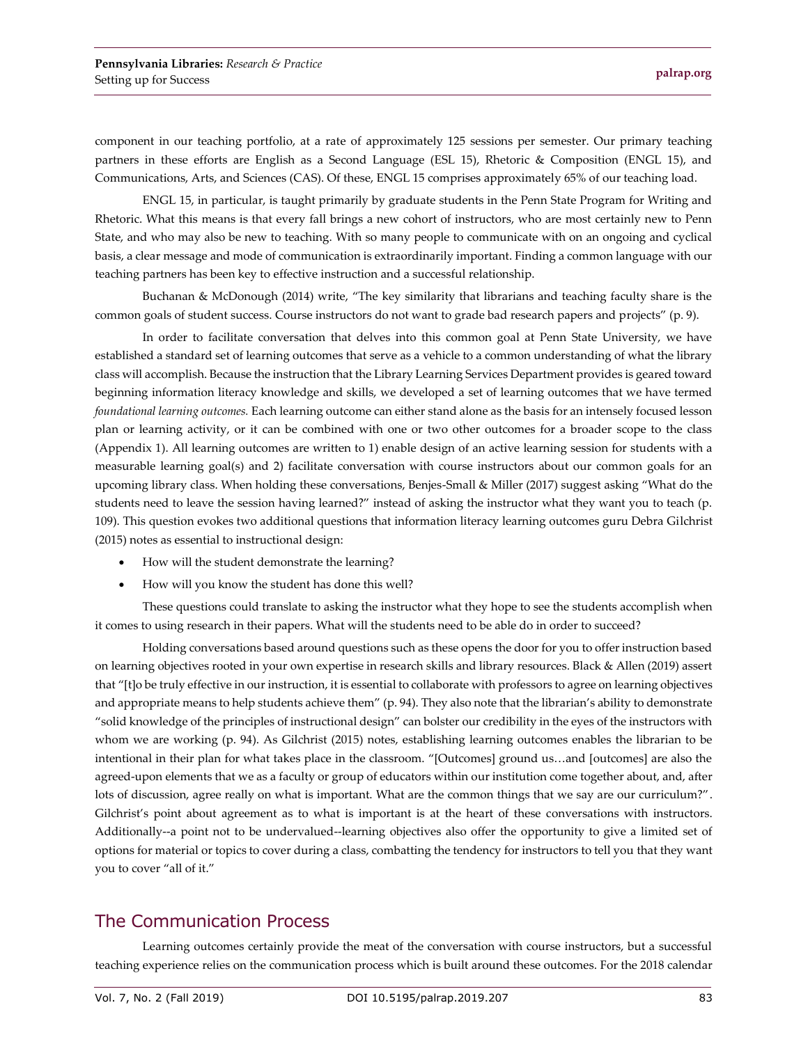component in our teaching portfolio, at a rate of approximately 125 sessions per semester. Our primary teaching partners in these efforts are English as a Second Language (ESL 15), Rhetoric & Composition (ENGL 15), and Communications, Arts, and Sciences (CAS). Of these, ENGL 15 comprises approximately 65% of our teaching load.

ENGL 15, in particular, is taught primarily by graduate students in the Penn State Program for Writing and Rhetoric. What this means is that every fall brings a new cohort of instructors, who are most certainly new to Penn State, and who may also be new to teaching. With so many people to communicate with on an ongoing and cyclical basis, a clear message and mode of communication is extraordinarily important. Finding a common language with our teaching partners has been key to effective instruction and a successful relationship.

Buchanan & McDonough (2014) write, "The key similarity that librarians and teaching faculty share is the common goals of student success. Course instructors do not want to grade bad research papers and projects" (p. 9).

In order to facilitate conversation that delves into this common goal at Penn State University, we have established a standard set of learning outcomes that serve as a vehicle to a common understanding of what the library class will accomplish. Because the instruction that the Library Learning Services Department provides is geared toward beginning information literacy knowledge and skills, we developed a set of learning outcomes that we have termed *foundational learning outcomes.* Each learning outcome can either stand alone as the basis for an intensely focused lesson plan or learning activity, or it can be combined with one or two other outcomes for a broader scope to the class (Appendix 1). All learning outcomes are written to 1) enable design of an active learning session for students with a measurable learning goal(s) and 2) facilitate conversation with course instructors about our common goals for an upcoming library class. When holding these conversations, Benjes-Small & Miller (2017) suggest asking "What do the students need to leave the session having learned?" instead of asking the instructor what they want you to teach (p. 109). This question evokes two additional questions that information literacy learning outcomes guru Debra Gilchrist (2015) notes as essential to instructional design:

- How will the student demonstrate the learning?
- How will you know the student has done this well?

These questions could translate to asking the instructor what they hope to see the students accomplish when it comes to using research in their papers. What will the students need to be able do in order to succeed?

Holding conversations based around questions such as these opens the door for you to offer instruction based on learning objectives rooted in your own expertise in research skills and library resources. Black & Allen (2019) assert that "[t]o be truly effective in our instruction, it is essential to collaborate with professors to agree on learning objectives and appropriate means to help students achieve them" (p. 94). They also note that the librarian's ability to demonstrate "solid knowledge of the principles of instructional design" can bolster our credibility in the eyes of the instructors with whom we are working (p. 94). As Gilchrist (2015) notes, establishing learning outcomes enables the librarian to be intentional in their plan for what takes place in the classroom. "[Outcomes] ground us…and [outcomes] are also the agreed-upon elements that we as a faculty or group of educators within our institution come together about, and, after lots of discussion, agree really on what is important. What are the common things that we say are our curriculum?". Gilchrist's point about agreement as to what is important is at the heart of these conversations with instructors. Additionally--a point not to be undervalued--learning objectives also offer the opportunity to give a limited set of options for material or topics to cover during a class, combatting the tendency for instructors to tell you that they want you to cover "all of it."

## The Communication Process

Learning outcomes certainly provide the meat of the conversation with course instructors, but a successful teaching experience relies on the communication process which is built around these outcomes. For the 2018 calendar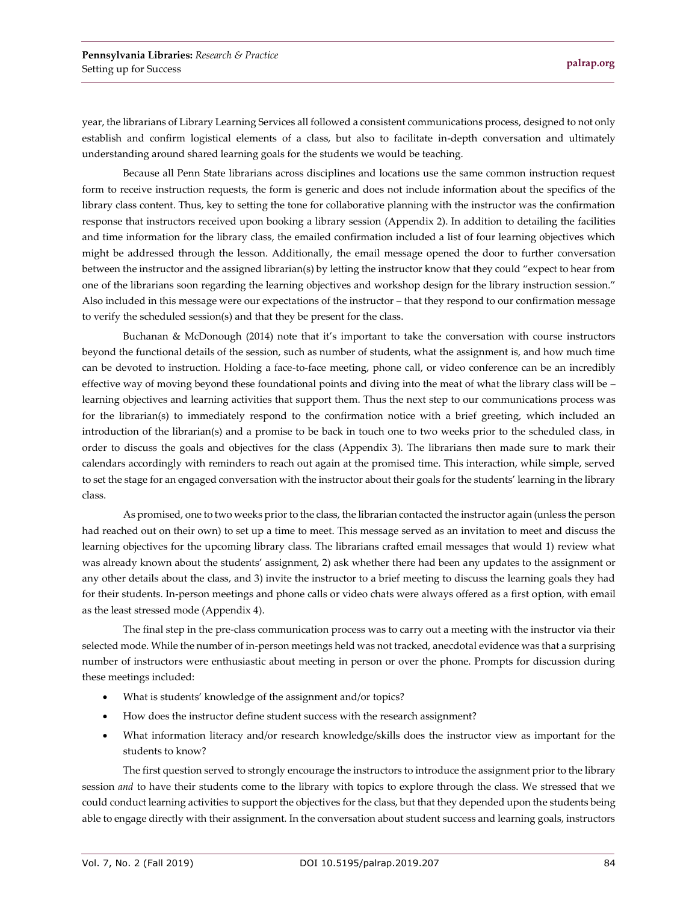year, the librarians of Library Learning Services all followed a consistent communications process, designed to not only establish and confirm logistical elements of a class, but also to facilitate in-depth conversation and ultimately understanding around shared learning goals for the students we would be teaching.

Because all Penn State librarians across disciplines and locations use the same common instruction request form to receive instruction requests, the form is generic and does not include information about the specifics of the library class content. Thus, key to setting the tone for collaborative planning with the instructor was the confirmation response that instructors received upon booking a library session (Appendix 2). In addition to detailing the facilities and time information for the library class, the emailed confirmation included a list of four learning objectives which might be addressed through the lesson. Additionally, the email message opened the door to further conversation between the instructor and the assigned librarian(s) by letting the instructor know that they could "expect to hear from one of the librarians soon regarding the learning objectives and workshop design for the library instruction session." Also included in this message were our expectations of the instructor – that they respond to our confirmation message to verify the scheduled session(s) and that they be present for the class.

Buchanan & McDonough (2014) note that it's important to take the conversation with course instructors beyond the functional details of the session, such as number of students, what the assignment is, and how much time can be devoted to instruction. Holding a face-to-face meeting, phone call, or video conference can be an incredibly effective way of moving beyond these foundational points and diving into the meat of what the library class will be – learning objectives and learning activities that support them. Thus the next step to our communications process was for the librarian(s) to immediately respond to the confirmation notice with a brief greeting, which included an introduction of the librarian(s) and a promise to be back in touch one to two weeks prior to the scheduled class, in order to discuss the goals and objectives for the class (Appendix 3). The librarians then made sure to mark their calendars accordingly with reminders to reach out again at the promised time. This interaction, while simple, served to set the stage for an engaged conversation with the instructor about their goals for the students' learning in the library class.

As promised, one to two weeks prior to the class, the librarian contacted the instructor again (unless the person had reached out on their own) to set up a time to meet. This message served as an invitation to meet and discuss the learning objectives for the upcoming library class. The librarians crafted email messages that would 1) review what was already known about the students' assignment, 2) ask whether there had been any updates to the assignment or any other details about the class, and 3) invite the instructor to a brief meeting to discuss the learning goals they had for their students. In-person meetings and phone calls or video chats were always offered as a first option, with email as the least stressed mode (Appendix 4).

The final step in the pre-class communication process was to carry out a meeting with the instructor via their selected mode. While the number of in-person meetings held was not tracked, anecdotal evidence was that a surprising number of instructors were enthusiastic about meeting in person or over the phone. Prompts for discussion during these meetings included:

- What is students' knowledge of the assignment and/or topics?
- How does the instructor define student success with the research assignment?
- What information literacy and/or research knowledge/skills does the instructor view as important for the students to know?

The first question served to strongly encourage the instructors to introduce the assignment prior to the library session *and* to have their students come to the library with topics to explore through the class. We stressed that we could conduct learning activities to support the objectives for the class, but that they depended upon the students being able to engage directly with their assignment. In the conversation about student success and learning goals, instructors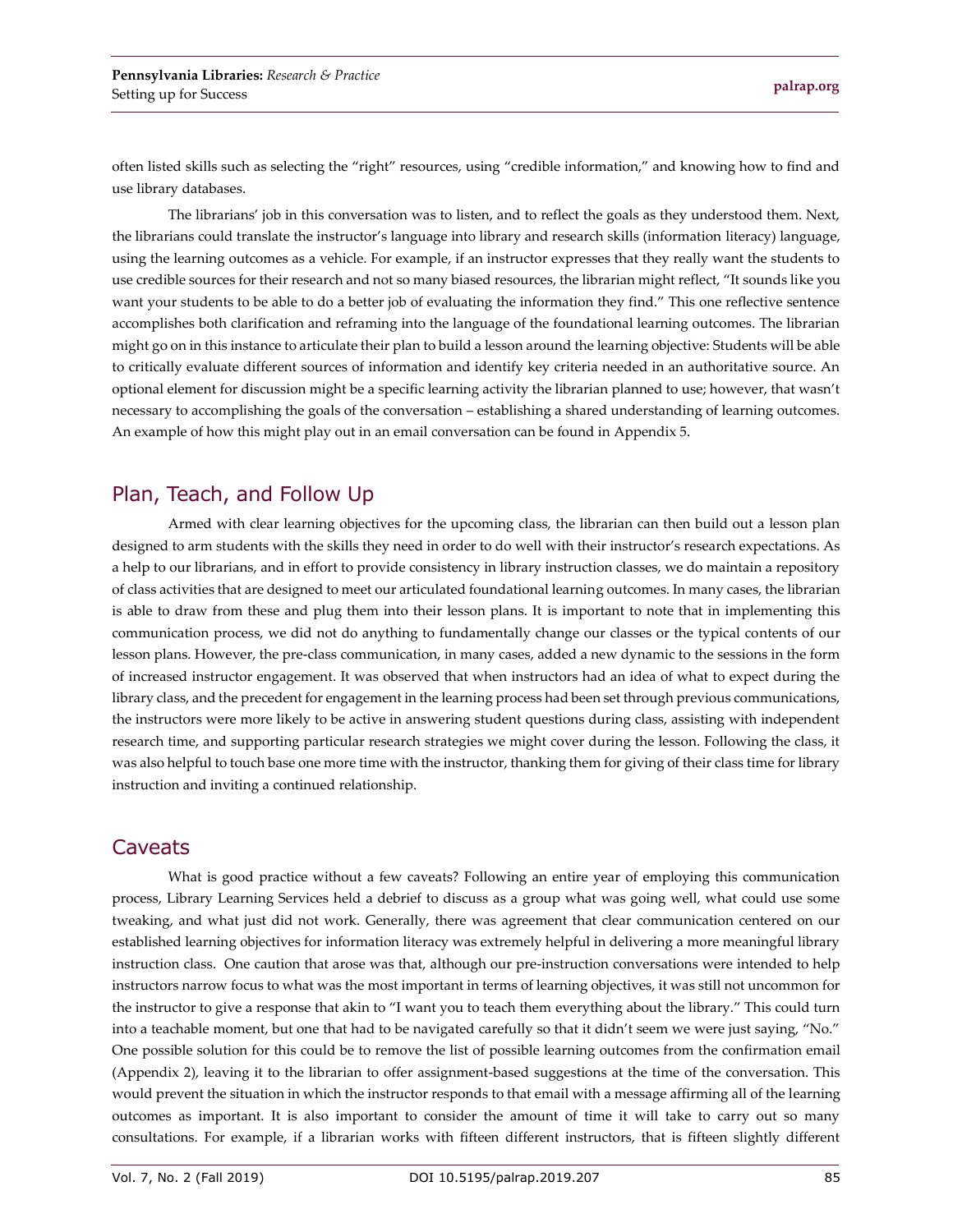often listed skills such as selecting the "right" resources, using "credible information," and knowing how to find and use library databases.

The librarians' job in this conversation was to listen, and to reflect the goals as they understood them. Next, the librarians could translate the instructor's language into library and research skills (information literacy) language, using the learning outcomes as a vehicle. For example, if an instructor expresses that they really want the students to use credible sources for their research and not so many biased resources, the librarian might reflect, "It sounds like you want your students to be able to do a better job of evaluating the information they find." This one reflective sentence accomplishes both clarification and reframing into the language of the foundational learning outcomes. The librarian might go on in this instance to articulate their plan to build a lesson around the learning objective: Students will be able to critically evaluate different sources of information and identify key criteria needed in an authoritative source. An optional element for discussion might be a specific learning activity the librarian planned to use; however, that wasn't necessary to accomplishing the goals of the conversation – establishing a shared understanding of learning outcomes. An example of how this might play out in an email conversation can be found in Appendix 5.

## Plan, Teach, and Follow Up

Armed with clear learning objectives for the upcoming class, the librarian can then build out a lesson plan designed to arm students with the skills they need in order to do well with their instructor's research expectations. As a help to our librarians, and in effort to provide consistency in library instruction classes, we do maintain a repository of class activities that are designed to meet our articulated foundational learning outcomes. In many cases, the librarian is able to draw from these and plug them into their lesson plans. It is important to note that in implementing this communication process, we did not do anything to fundamentally change our classes or the typical contents of our lesson plans. However, the pre-class communication, in many cases, added a new dynamic to the sessions in the form of increased instructor engagement. It was observed that when instructors had an idea of what to expect during the library class, and the precedent for engagement in the learning process had been set through previous communications, the instructors were more likely to be active in answering student questions during class, assisting with independent research time, and supporting particular research strategies we might cover during the lesson. Following the class, it was also helpful to touch base one more time with the instructor, thanking them for giving of their class time for library instruction and inviting a continued relationship.

## Caveats

What is good practice without a few caveats? Following an entire year of employing this communication process, Library Learning Services held a debrief to discuss as a group what was going well, what could use some tweaking, and what just did not work. Generally, there was agreement that clear communication centered on our established learning objectives for information literacy was extremely helpful in delivering a more meaningful library instruction class. One caution that arose was that, although our pre-instruction conversations were intended to help instructors narrow focus to what was the most important in terms of learning objectives, it was still not uncommon for the instructor to give a response that akin to "I want you to teach them everything about the library." This could turn into a teachable moment, but one that had to be navigated carefully so that it didn't seem we were just saying, "No." One possible solution for this could be to remove the list of possible learning outcomes from the confirmation email (Appendix 2), leaving it to the librarian to offer assignment-based suggestions at the time of the conversation. This would prevent the situation in which the instructor responds to that email with a message affirming all of the learning outcomes as important. It is also important to consider the amount of time it will take to carry out so many consultations. For example, if a librarian works with fifteen different instructors, that is fifteen slightly different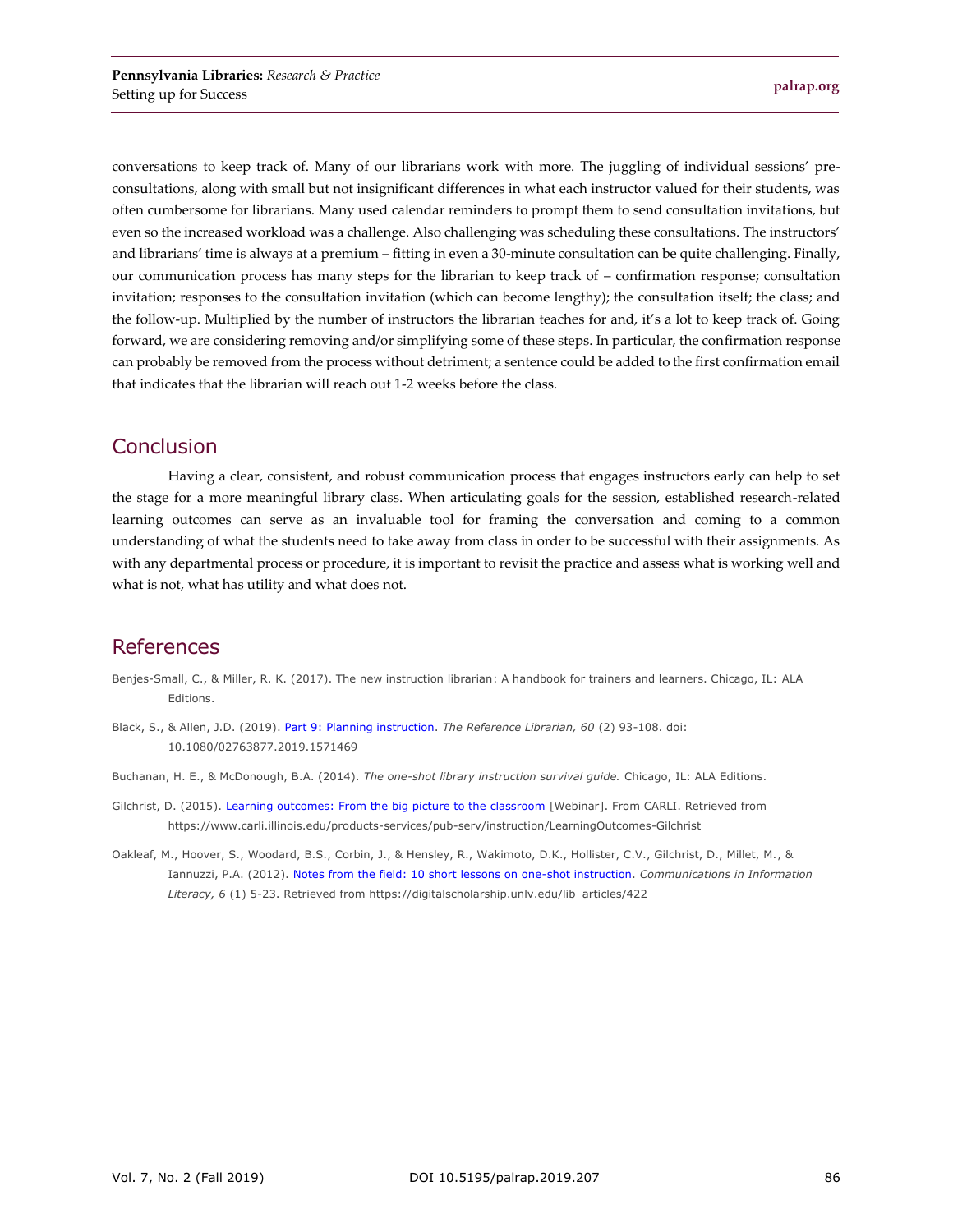conversations to keep track of. Many of our librarians work with more. The juggling of individual sessions' pre-consultations, along with small but not insignificant differences in what each instructor valued for their students, was often cumbersome for librarians. Many used calendar reminders to prompt them to send consultation invitations, but even so the increased workload was a challenge. Also challenging was scheduling these consultations. The instructors' and librarians' time is always at a premium – fitting in even a 30-minute consultation can be quite challenging. Finally, our communication process has many steps for the librarian to keep track of – confirmation response; consultation invitation; responses to the consultation invitation (which can become lengthy); the consultation itself; the class; and the follow-up. Multiplied by the number of instructors the librarian teaches for and, it's a lot to keep track of. Going forward, we are considering removing and/or simplifying some of these steps. In particular, the confirmation response can probably be removed from the process without detriment; a sentence could be added to the first confirmation email that indicates that the librarian will reach out 1-2 weeks before the class.

## Conclusion

Having a clear, consistent, and robust communication process that engages instructors early can help to set the stage for a more meaningful library class. When articulating goals for the session, established research-related learning outcomes can serve as an invaluable tool for framing the conversation and coming to a common understanding of what the students need to take away from class in order to be successful with their assignments. As with any departmental process or procedure, it is important to revisit the practice and assess what is working well and what is not, what has utility and what does not.

## References

Benjes-Small, C., & Miller, R. K. (2017). The new instruction librarian: A handbook for trainers and learners. Chicago, IL: ALA Editions.

Black, S., & Allen, J.D. (2019). Part 9: Planning instruction. *The Reference Librarian, 60* (2) 93-108. doi: 10.1080/02763877.2019.1571469

Buchanan, H. E., & McDonough, B.A. (2014). *The one-shot library instruction survival guide.* Chicago, IL: ALA Editions.

Gilchrist, D. (2015). Learning outcomes: From the big picture to the classroom [Webinar]. From CARLI. Retrieved from https://www.carli.illinois.edu/products-services/pub-serv/instruction/LearningOutcomes-Gilchrist

Oakleaf, M., Hoover, S., Woodard, B.S., Corbin, J., & Hensley, R., Wakimoto, D.K., Hollister, C.V., Gilchrist, D., Millet, M., & Iannuzzi, P.A. (2012). Notes from the field: 10 short lessons on one-shot instruction. *Communications in Information Literacy, 6* (1) 5-23. Retrieved from https://digitalscholarship.unlv.edu/lib_articles/422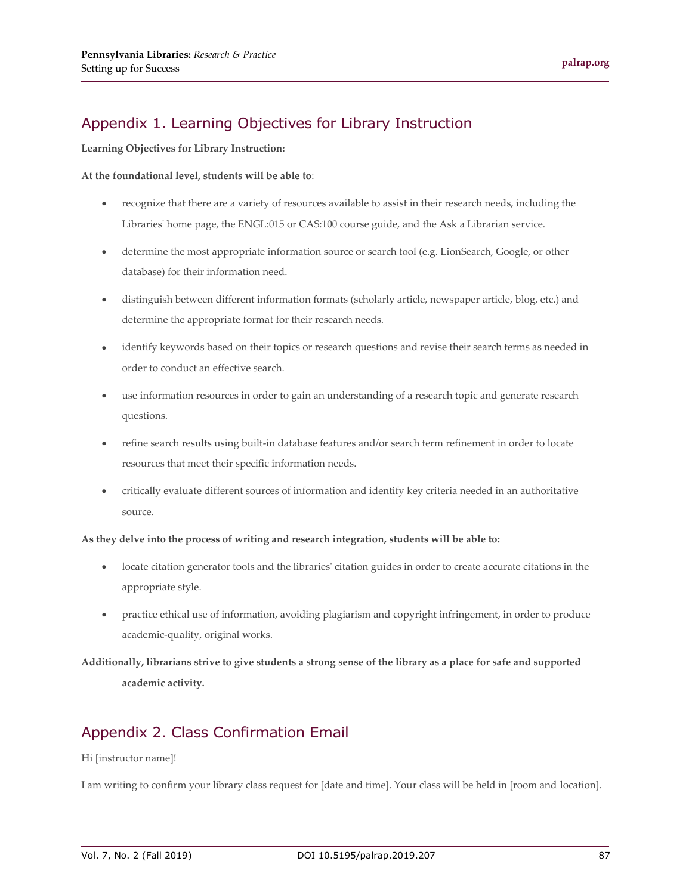## Appendix 1. Learning Objectives for Library Instruction

**Learning Objectives for Library Instruction:**

**At the foundational level, students will be able to**:

- recognize that there are a variety of resources available to assist in their research needs, including the Libraries' home page, the ENGL:015 or CAS:100 course guide, and the Ask a Librarian service.
- determine the most appropriate information source or search tool (e.g. LionSearch, Google, or other database) for their information need.
- distinguish between different information formats (scholarly article, newspaper article, blog, etc.) and determine the appropriate format for their research needs.
- identify keywords based on their topics or research questions and revise their search terms as needed in order to conduct an effective search.
- use information resources in order to gain an understanding of a research topic and generate research questions.
- refine search results using built-in database features and/or search term refinement in order to locate resources that meet their specific information needs.
- critically evaluate different sources of information and identify key criteria needed in an authoritative source.

**As they delve into the process of writing and research integration, students will be able to:**

- locate citation generator tools and the libraries' citation guides in order to create accurate citations in the appropriate style.
- practice ethical use of information, avoiding plagiarism and copyright infringement, in order to produce academic-quality, original works.

**Additionally, librarians strive to give students a strong sense of the library as a place for safe and supported academic activity.**

## Appendix 2. Class Confirmation Email

Hi [instructor name]!

I am writing to confirm your library class request for [date and time]. Your class will be held in [room and location].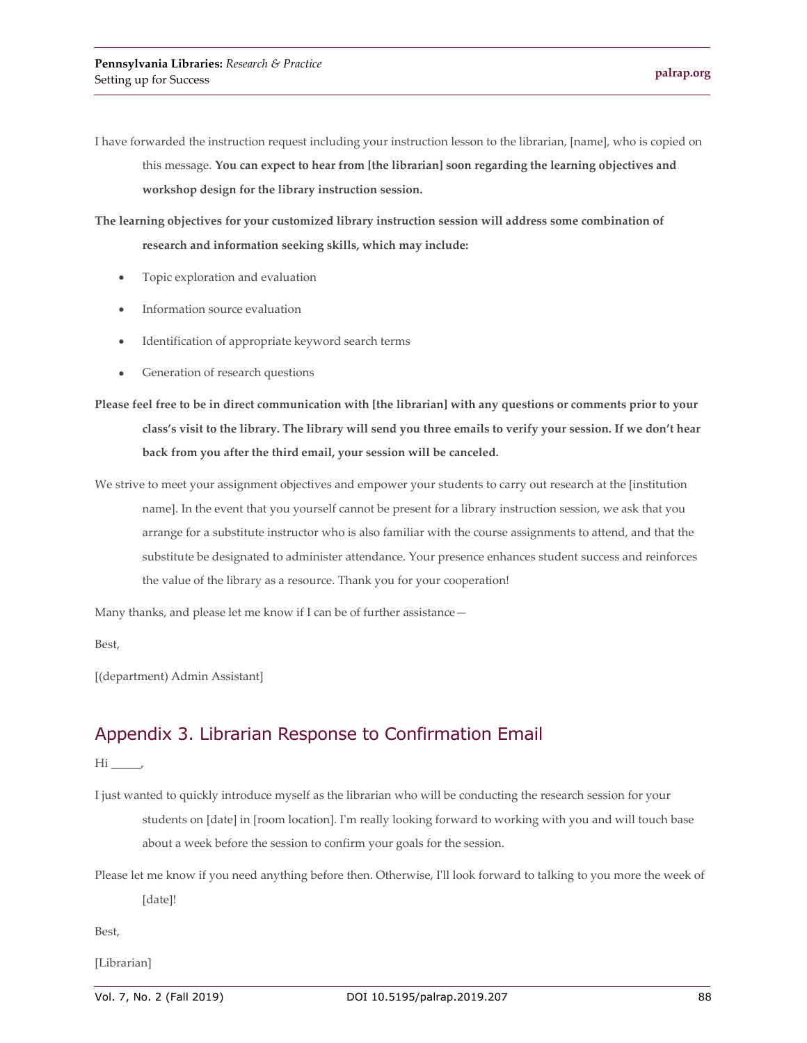I have forwarded the instruction request including your instruction lesson to the librarian, [name], who is copied on this message. **You can expect to hear from [the librarian] soon regarding the learning objectives and workshop design for the library instruction session.**

**The learning objectives for your customized library instruction session will address some combination of research and information seeking skills, which may include:**

- Topic exploration and evaluation
- Information source evaluation
- Identification of appropriate keyword search terms
- Generation of research questions

**Please feel free to be in direct communication with [the librarian] with any questions or comments prior to your class's visit to the library. The library will send you three emails to verify your session. If we don't hear back from you after the third email, your session will be canceled.**

We strive to meet your assignment objectives and empower your students to carry out research at the [institution name]. In the event that you yourself cannot be present for a library instruction session, we ask that you arrange for a substitute instructor who is also familiar with the course assignments to attend, and that the substitute be designated to administer attendance. Your presence enhances student success and reinforces the value of the library as a resource. Thank you for your cooperation!

Many thanks, and please let me know if I can be of further assistance—

Best,

[(department) Admin Assistant]

## Appendix 3. Librarian Response to Confirmation Email

Hi _____,

I just wanted to quickly introduce myself as the librarian who will be conducting the research session for your students on [date] in [room location]. I'm really looking forward to working with you and will touch base about a week before the session to confirm your goals for the session.

Please let me know if you need anything before then. Otherwise, I'll look forward to talking to you more the week of [date]!

Best,

[Librarian]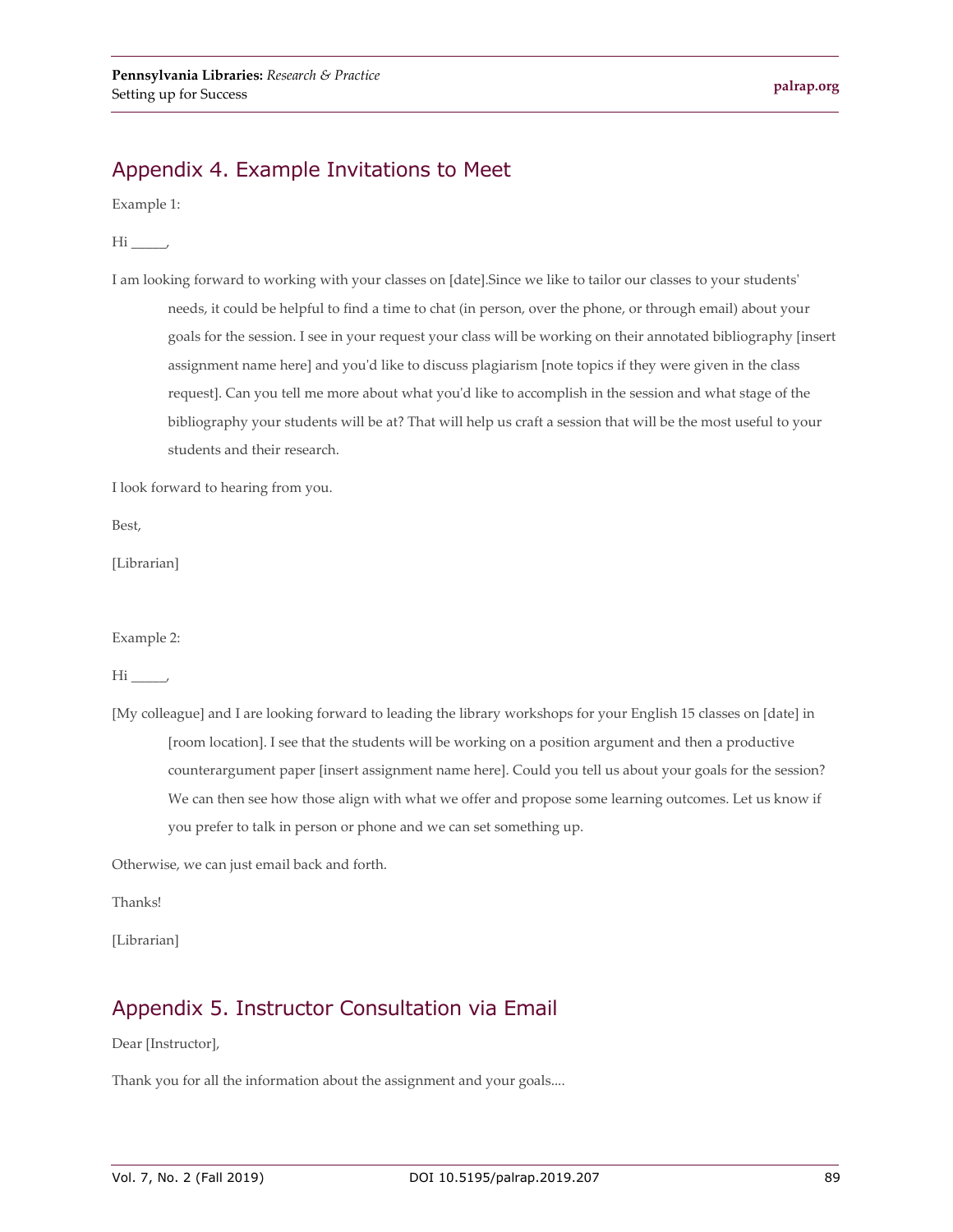## Appendix 4. Example Invitations to Meet

Example 1:

Hi _____,

I am looking forward to working with your classes on [date].Since we like to tailor our classes to your students' needs, it could be helpful to find a time to chat (in person, over the phone, or through email) about your goals for the session. I see in your request your class will be working on their annotated bibliography [insert assignment name here] and you'd like to discuss plagiarism [note topics if they were given in the class request]. Can you tell me more about what you'd like to accomplish in the session and what stage of the bibliography your students will be at? That will help us craft a session that will be the most useful to your students and their research.

I look forward to hearing from you.

Best,

[Librarian]

Example 2:

Hi _____,

[My colleague] and I are looking forward to leading the library workshops for your English 15 classes on [date] in [room location]. I see that the students will be working on a position argument and then a productive counterargument paper [insert assignment name here]. Could you tell us about your goals for the session? We can then see how those align with what we offer and propose some learning outcomes. Let us know if you prefer to talk in person or phone and we can set something up.

Otherwise, we can just email back and forth.

Thanks!

[Librarian]

## Appendix 5. Instructor Consultation via Email

Dear [Instructor],

Thank you for all the information about the assignment and your goals....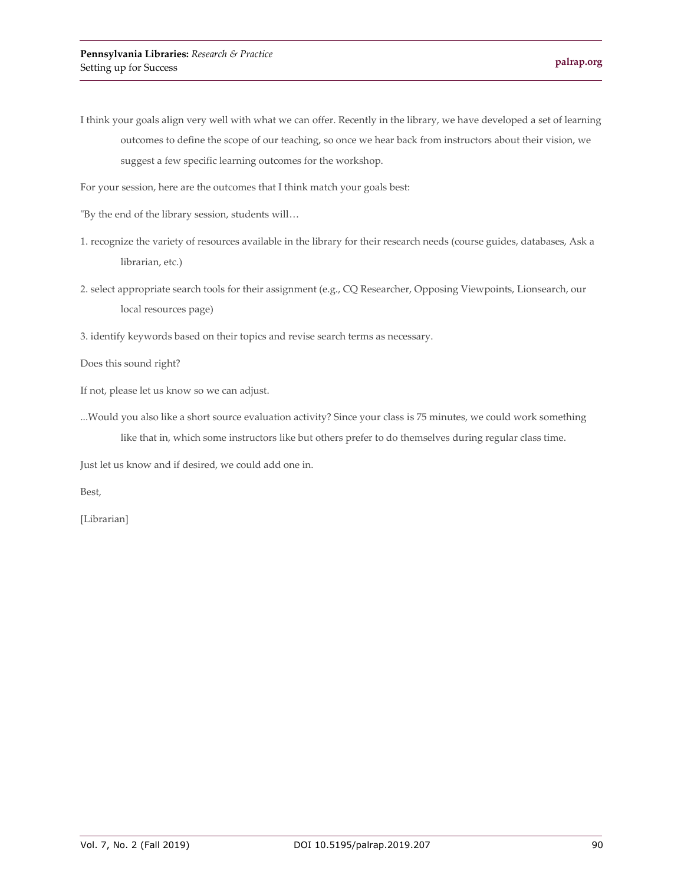I think your goals align very well with what we can offer. Recently in the library, we have developed a set of learning outcomes to define the scope of our teaching, so once we hear back from instructors about their vision, we suggest a few specific learning outcomes for the workshop.

For your session, here are the outcomes that I think match your goals best:

"By the end of the library session, students will…

1. recognize the variety of resources available in the library for their research needs (course guides, databases, Ask a librarian, etc.)
2. select appropriate search tools for their assignment (e.g., CQ Researcher, Opposing Viewpoints, Lionsearch, our local resources page)
3. identify keywords based on their topics and revise search terms as necessary.

Does this sound right?

If not, please let us know so we can adjust.

...Would you also like a short source evaluation activity? Since your class is 75 minutes, we could work something like that in, which some instructors like but others prefer to do themselves during regular class time.

Just let us know and if desired, we could add one in.

Best,

[Librarian]